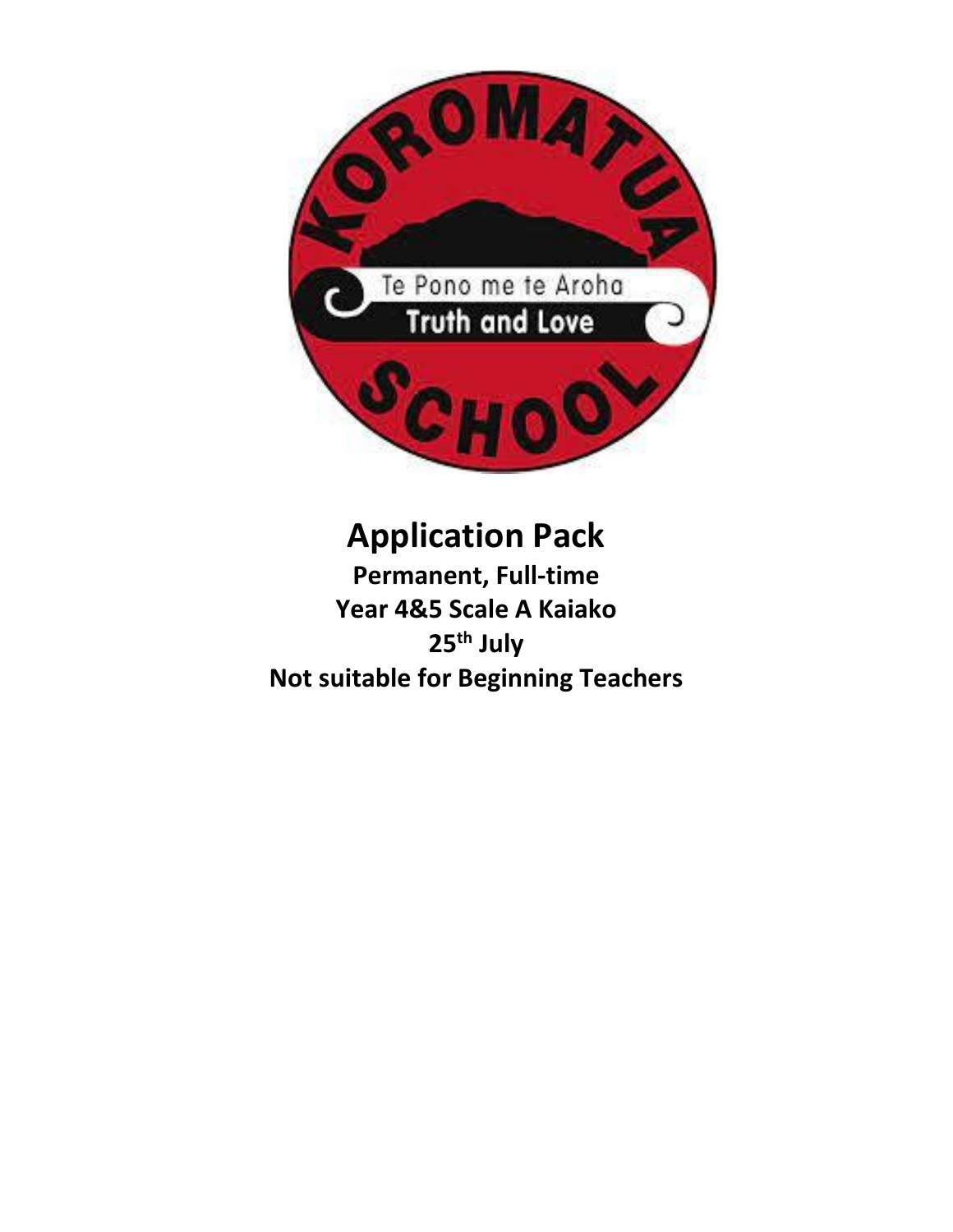# Application Pack

**Permanent, Full-time**

**Year 4&5 Scale A Kaiako**

**25th July**

**Not suitable for Beginning Teachers**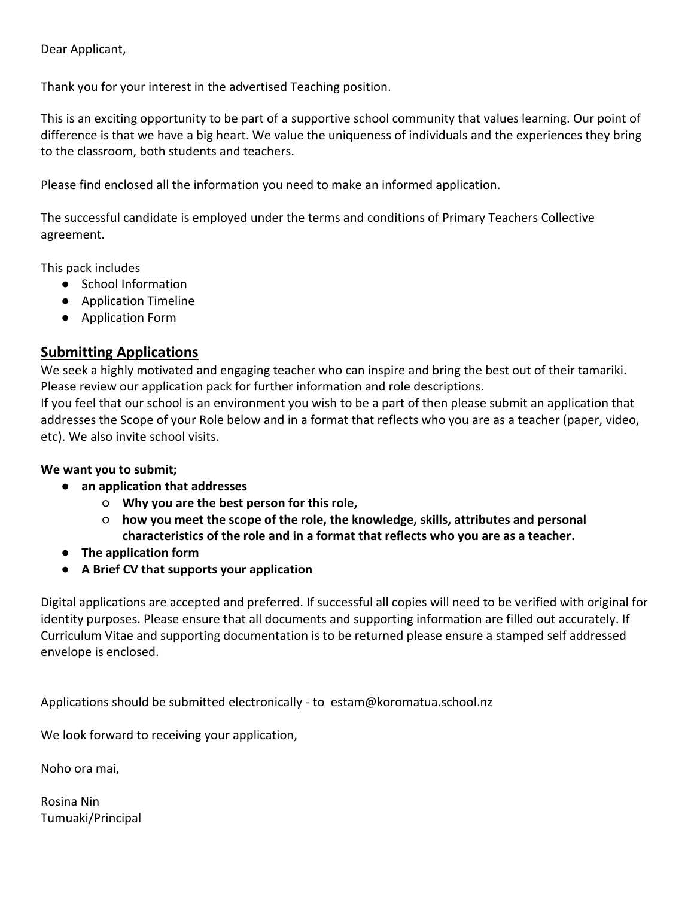Dear Applicant,

Thank you for your interest in the advertised Teaching position.

This is an exciting opportunity to be part of a supportive school community that values learning. Our point of difference is that we have a big heart. We value the uniqueness of individuals and the experiences they bring to the classroom, both students and teachers.

Please find enclosed all the information you need to make an informed application.

The successful candidate is employed under the terms and conditions of Primary Teachers Collective agreement.

This pack includes

- School Information
- Application Timeline
- Application Form

## Submitting Applications

We seek a highly motivated and engaging teacher who can inspire and bring the best out of their tamariki. Please review our application pack for further information and role descriptions.
If you feel that our school is an environment you wish to be a part of then please submit an application that addresses the Scope of your Role below and in a format that reflects who you are as a teacher (paper, video, etc). We also invite school visits.

**We want you to submit;**

- **an application that addresses**
  - **Why you are the best person for this role,**
  - **how you meet the scope of the role, the knowledge, skills, attributes and personal characteristics of the role and in a format that reflects who you are as a teacher.**
- **The application form**
- **A Brief CV that supports your application**

Digital applications are accepted and preferred. If successful all copies will need to be verified with original for identity purposes. Please ensure that all documents and supporting information are filled out accurately. If Curriculum Vitae and supporting documentation is to be returned please ensure a stamped self addressed envelope is enclosed.

Applications should be submitted electronically - to estam@koromatua.school.nz

We look forward to receiving your application,

Noho ora mai,

Rosina Nin
Tumuaki/Principal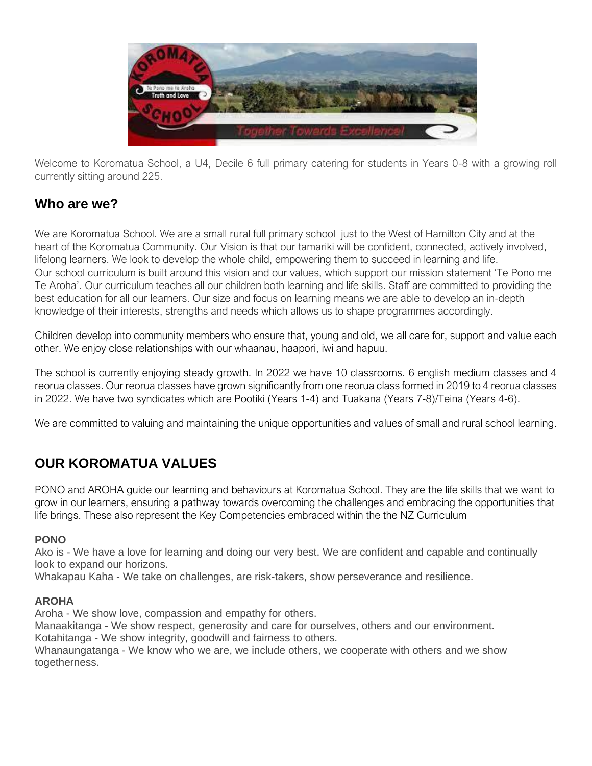Welcome to Koromatua School, a U4, Decile 6 full primary catering for students in Years 0-8 with a growing roll currently sitting around 225.

## Who are we?

We are Koromatua School. We are a small rural full primary school just to the West of Hamilton City and at the heart of the Koromatua Community. Our Vision is that our tamariki will be confident, connected, actively involved, lifelong learners. We look to develop the whole child, empowering them to succeed in learning and life. Our school curriculum is built around this vision and our values, which support our mission statement 'Te Pono me Te Aroha'. Our curriculum teaches all our children both learning and life skills. Staff are committed to providing the best education for all our learners. Our size and focus on learning means we are able to develop an in-depth knowledge of their interests, strengths and needs which allows us to shape programmes accordingly.

Children develop into community members who ensure that, young and old, we all care for, support and value each other. We enjoy close relationships with our whaanau, haapori, iwi and hapuu.

The school is currently enjoying steady growth. In 2022 we have 10 classrooms. 6 english medium classes and 4 reorua classes. Our reorua classes have grown significantly from one reorua class formed in 2019 to 4 reorua classes in 2022. We have two syndicates which are Pootiki (Years 1-4) and Tuakana (Years 7-8)/Teina (Years 4-6).

We are committed to valuing and maintaining the unique opportunities and values of small and rural school learning.

## OUR KOROMATUA VALUES

PONO and AROHA guide our learning and behaviours at Koromatua School. They are the life skills that we want to grow in our learners, ensuring a pathway towards overcoming the challenges and embracing the opportunities that life brings. These also represent the Key Competencies embraced within the the NZ Curriculum

**PONO**

Ako is - We have a love for learning and doing our very best. We are confident and capable and continually look to expand our horizons.
Whakapau Kaha - We take on challenges, are risk-takers, show perseverance and resilience.

**AROHA**

Aroha - We show love, compassion and empathy for others.
Manaakitanga - We show respect, generosity and care for ourselves, others and our environment.
Kotahitanga - We show integrity, goodwill and fairness to others.
Whanaungatanga - We know who we are, we include others, we cooperate with others and we show togetherness.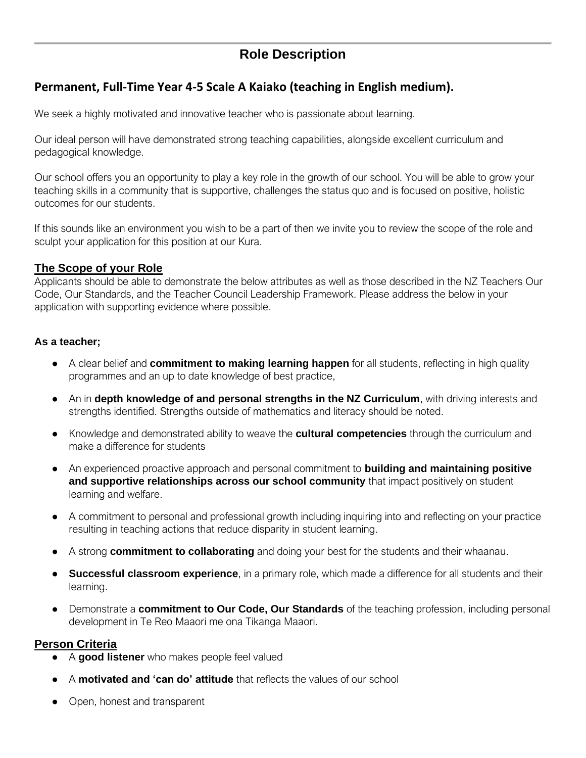# Role Description

## Permanent, Full-Time Year 4-5 Scale A Kaiako (teaching in English medium).

We seek a highly motivated and innovative teacher who is passionate about learning.

Our ideal person will have demonstrated strong teaching capabilities, alongside excellent curriculum and pedagogical knowledge.

Our school offers you an opportunity to play a key role in the growth of our school. You will be able to grow your teaching skills in a community that is supportive, challenges the status quo and is focused on positive, holistic outcomes for our students.

If this sounds like an environment you wish to be a part of then we invite you to review the scope of the role and sculpt your application for this position at our Kura.

### The Scope of your Role

Applicants should be able to demonstrate the below attributes as well as those described in the NZ Teachers Our Code, Our Standards, and the Teacher Council Leadership Framework. Please address the below in your application with supporting evidence where possible.

**As a teacher;**

- A clear belief and **commitment to making learning happen** for all students, reflecting in high quality programmes and an up to date knowledge of best practice,
- An in **depth knowledge of and personal strengths in the NZ Curriculum**, with driving interests and strengths identified. Strengths outside of mathematics and literacy should be noted.
- Knowledge and demonstrated ability to weave the **cultural competencies** through the curriculum and make a difference for students
- An experienced proactive approach and personal commitment to **building and maintaining positive and supportive relationships across our school community** that impact positively on student learning and welfare.
- A commitment to personal and professional growth including inquiring into and reflecting on your practice resulting in teaching actions that reduce disparity in student learning.
- A strong **commitment to collaborating** and doing your best for the students and their whaanau.
- **Successful classroom experience**, in a primary role, which made a difference for all students and their learning.
- Demonstrate a **commitment to Our Code, Our Standards** of the teaching profession, including personal development in Te Reo Maaori me ona Tikanga Maaori.

### Person Criteria

- A **good listener** who makes people feel valued
- A **motivated and 'can do' attitude** that reflects the values of our school
- Open, honest and transparent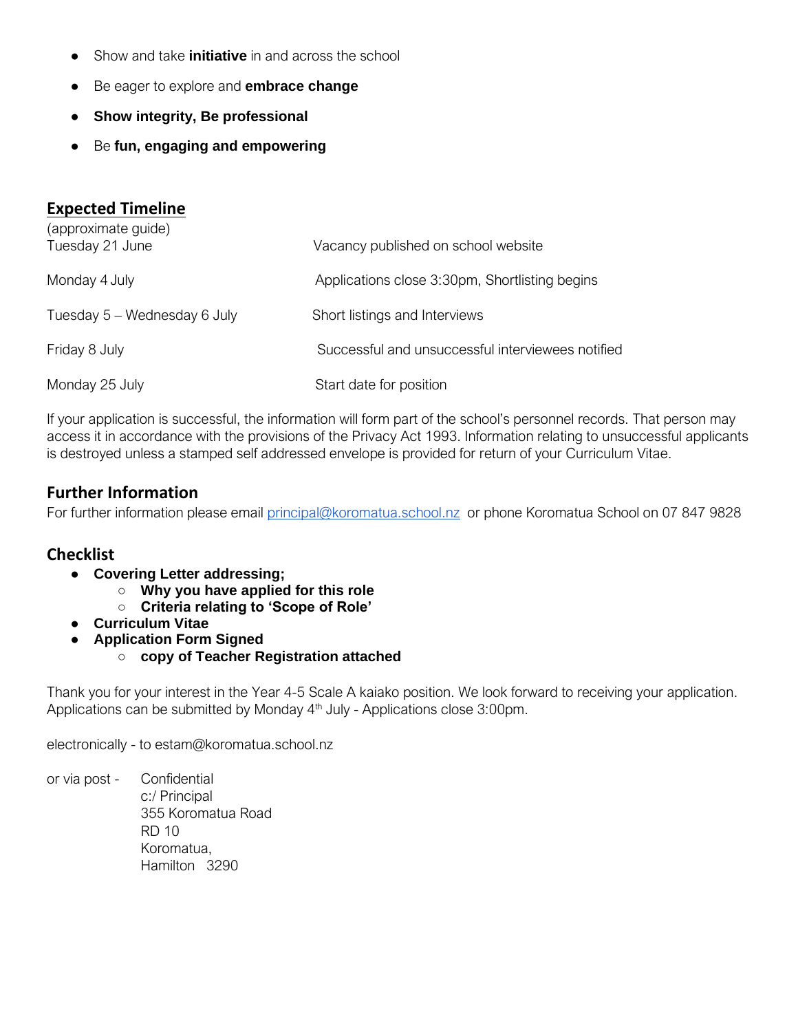- Show and take **initiative** in and across the school
- Be eager to explore and **embrace change**
- **Show integrity, Be professional**
- Be **fun, engaging and empowering**

## Expected Timeline

(approximate guide)

| | |
|---|---|
| Tuesday 21 June | Vacancy published on school website |
| Monday 4 July | Applications close 3:30pm, Shortlisting begins |
| Tuesday 5 – Wednesday 6 July | Short listings and Interviews |
| Friday 8 July | Successful and unsuccessful interviewees notified |
| Monday 25 July | Start date for position |

If your application is successful, the information will form part of the school's personnel records. That person may access it in accordance with the provisions of the Privacy Act 1993. Information relating to unsuccessful applicants is destroyed unless a stamped self addressed envelope is provided for return of your Curriculum Vitae.

## Further Information

For further information please email principal@koromatua.school.nz or phone Koromatua School on 07 847 9828

## Checklist

- **Covering Letter addressing;**
  - **Why you have applied for this role**
  - **Criteria relating to 'Scope of Role'**
- **Curriculum Vitae**
- **Application Form Signed**
  - **copy of Teacher Registration attached**

Thank you for your interest in the Year 4-5 Scale A kaiako position. We look forward to receiving your application. Applications can be submitted by Monday 4th July - Applications close 3:00pm.

electronically - to estam@koromatua.school.nz

or via post - Confidential  
c:/ Principal  
355 Koromatua Road  
RD 10  
Koromatua,  
Hamilton 3290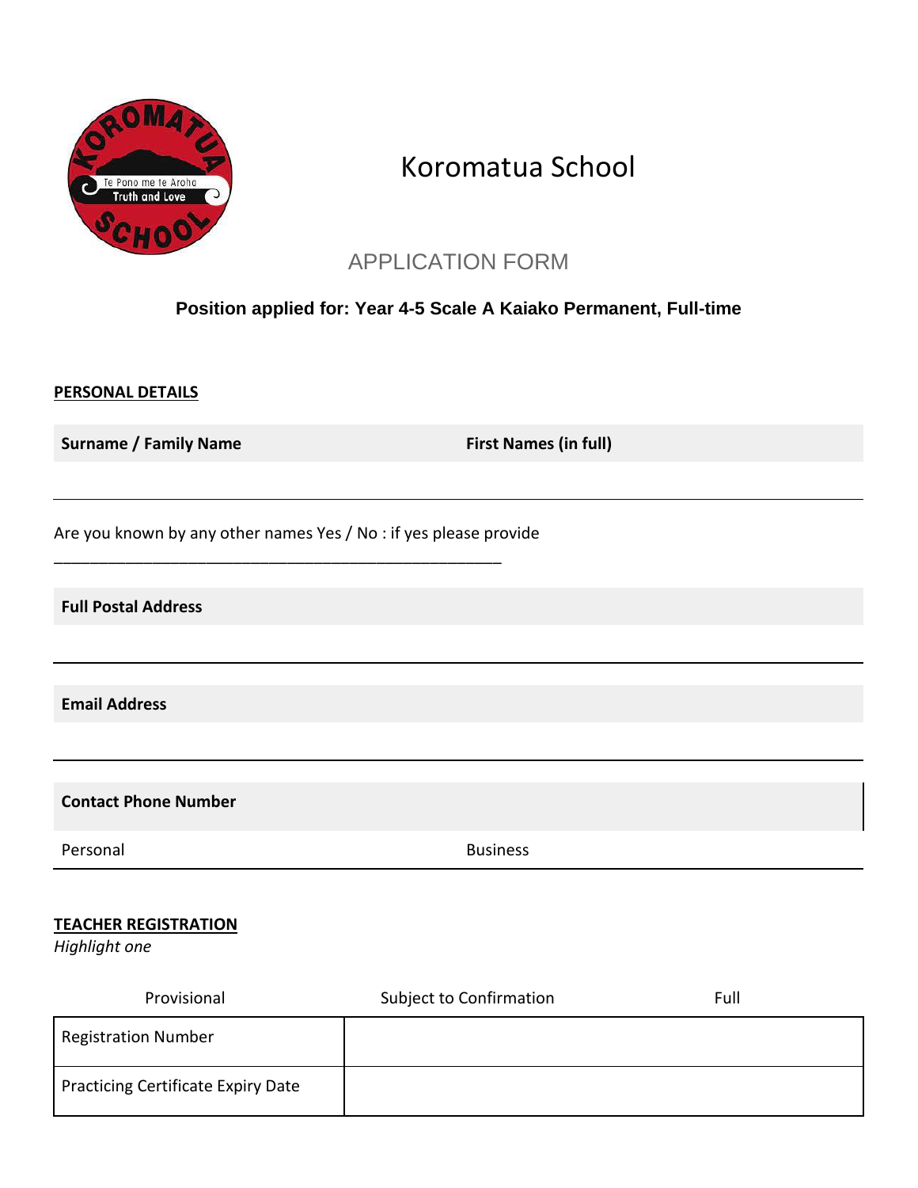# Koromatua School

## APPLICATION FORM

**Position applied for: Year 4-5 Scale A Kaiako Permanent, Full-time**

**PERSONAL DETAILS**

| **Surname / Family Name** | **First Names (in full)** |
|---|---|
| | |

Are you known by any other names Yes / No : if yes please provide ___________________________________________________

**Full Postal Address**

---

**Email Address**

---

**Contact Phone Number**

| Personal | Business |
|---|---|

**TEACHER REGISTRATION**

*Highlight one*

Provisional   Subject to Confirmation   Full

| Registration Number | |
|---|---|
| Practicing Certificate Expiry Date | |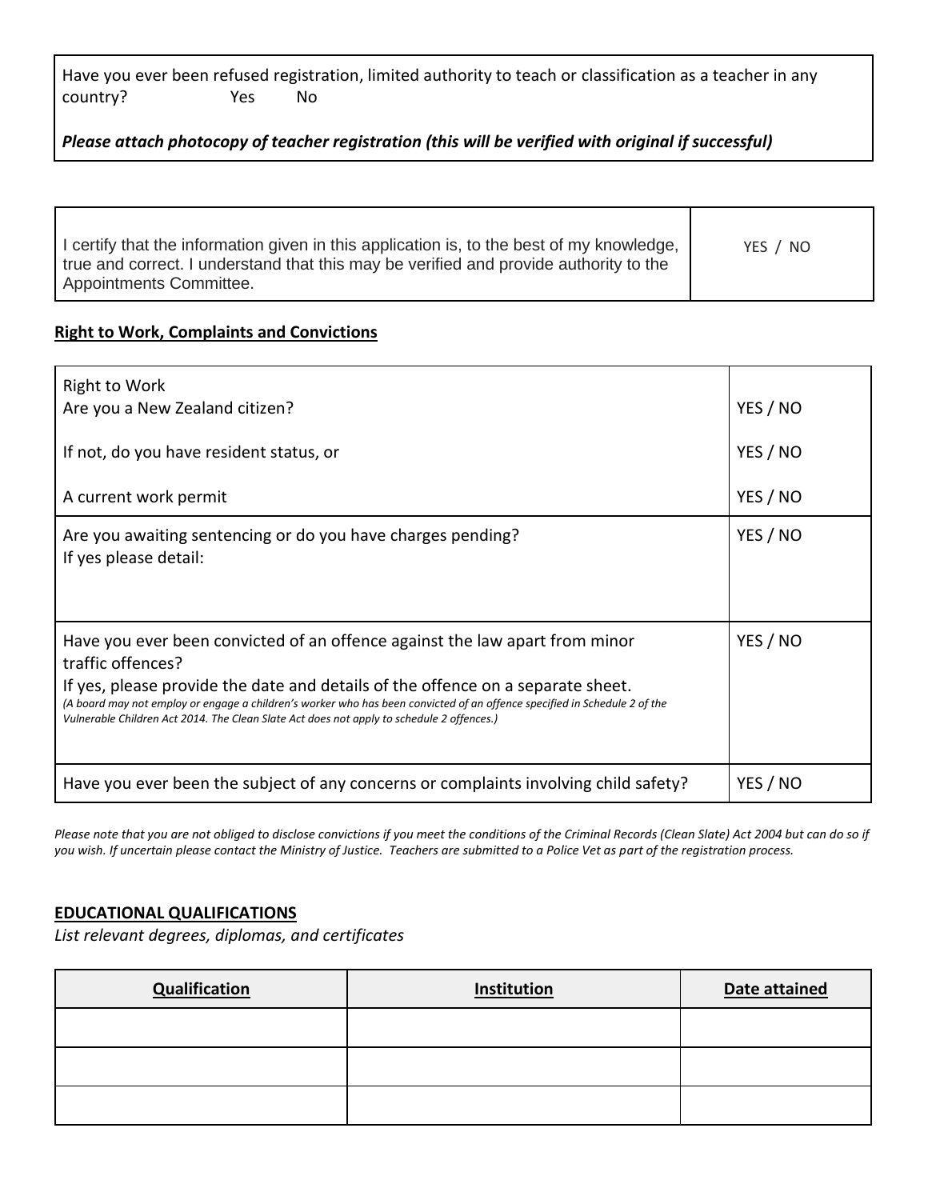| Have you ever been refused registration, limited authority to teach or classification as a teacher in any country? Yes No<br><br>***Please attach photocopy of teacher registration (this will be verified with original if successful)*** |
|---|

| I certify that the information given in this application is, to the best of my knowledge, true and correct. I understand that this may be verified and provide authority to the Appointments Committee. | YES / NO |
|---|---|

**Right to Work, Complaints and Convictions**

| | |
|---|---|
| Right to Work<br>Are you a New Zealand citizen? | YES / NO |
| If not, do you have resident status, or | YES / NO |
| A current work permit | YES / NO |
| Are you awaiting sentencing or do you have charges pending?<br>If yes please detail: | YES / NO |
| Have you ever been convicted of an offence against the law apart from minor traffic offences?<br>If yes, please provide the date and details of the offence on a separate sheet.<br>*(A board may not employ or engage a children's worker who has been convicted of an offence specified in Schedule 2 of the Vulnerable Children Act 2014. The Clean Slate Act does not apply to schedule 2 offences.)* | YES / NO |
| Have you ever been the subject of any concerns or complaints involving child safety? | YES / NO |

*Please note that you are not obliged to disclose convictions if you meet the conditions of the Criminal Records (Clean Slate) Act 2004 but can do so if you wish. If uncertain please contact the Ministry of Justice. Teachers are submitted to a Police Vet as part of the registration process.*

**EDUCATIONAL QUALIFICATIONS**

*List relevant degrees, diplomas, and certificates*

| Qualification | Institution | Date attained |
|---|---|---|
| | | |
| | | |
| | | |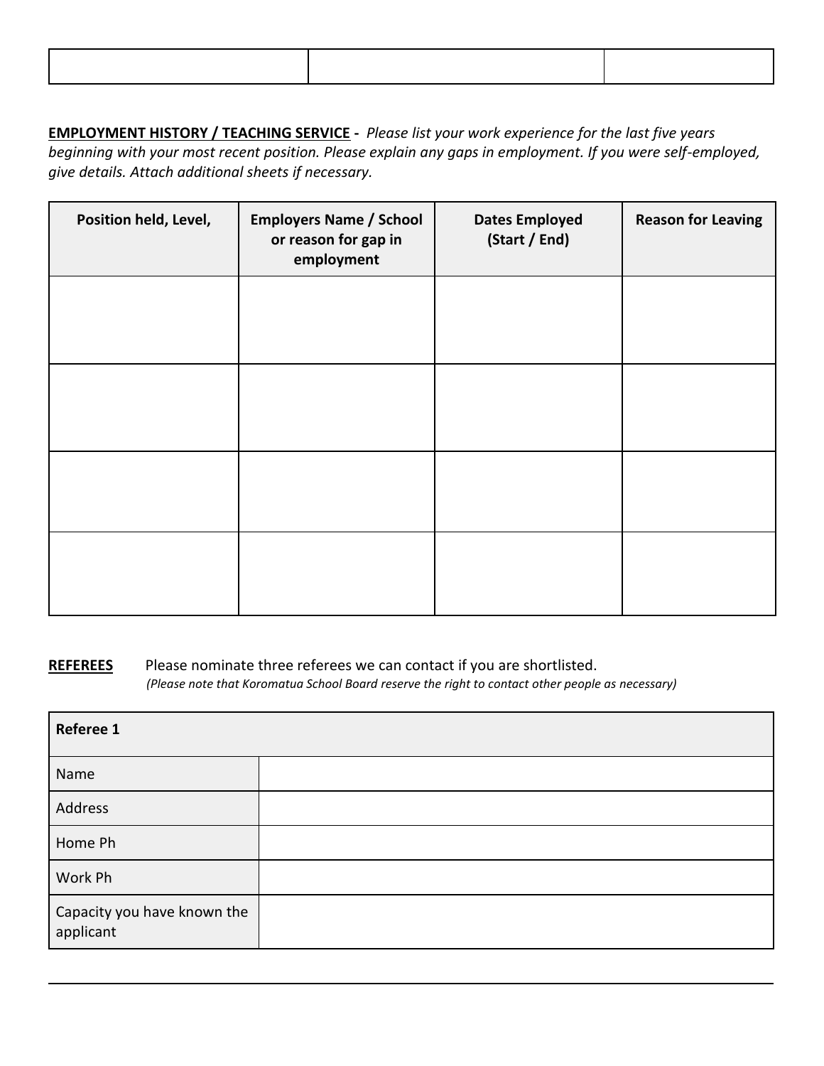| | | |
|---|---|---|
| | | |

**EMPLOYMENT HISTORY / TEACHING SERVICE -** *Please list your work experience for the last five years beginning with your most recent position. Please explain any gaps in employment. If you were self-employed, give details. Attach additional sheets if necessary.*

| Position held, Level, | Employers Name / School or reason for gap in employment | Dates Employed (Start / End) | Reason for Leaving |
|---|---|---|---|
| | | | |
| | | | |
| | | | |
| | | | |

**REFEREES** Please nominate three referees we can contact if you are shortlisted.
*(Please note that Koromatua School Board reserve the right to contact other people as necessary)*

| Referee 1 | |
|---|---|
| Name | |
| Address | |
| Home Ph | |
| Work Ph | |
| Capacity you have known the applicant | |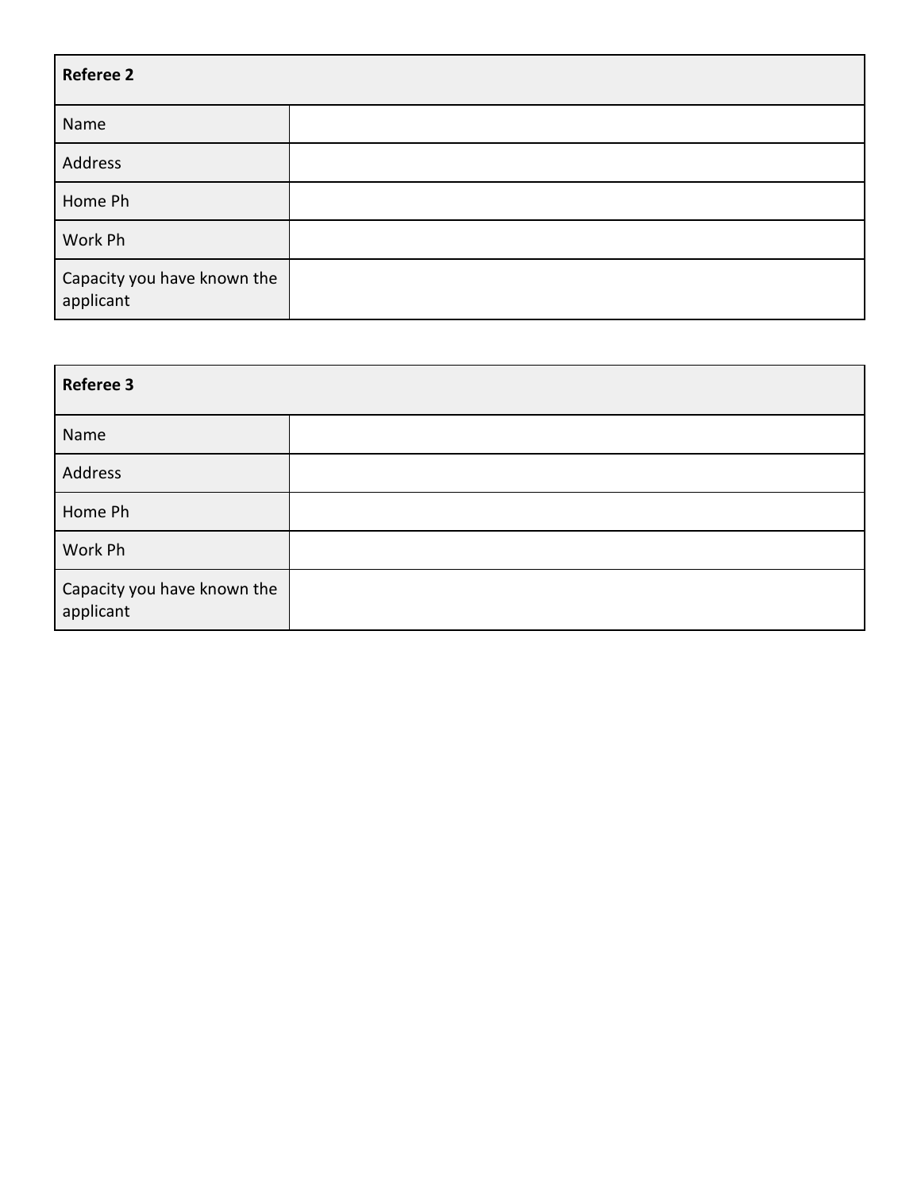| Referee 2 | |
|---|---|
| Name | |
| Address | |
| Home Ph | |
| Work Ph | |
| Capacity you have known the applicant | |

| Referee 3 | |
|---|---|
| Name | |
| Address | |
| Home Ph | |
| Work Ph | |
| Capacity you have known the applicant | |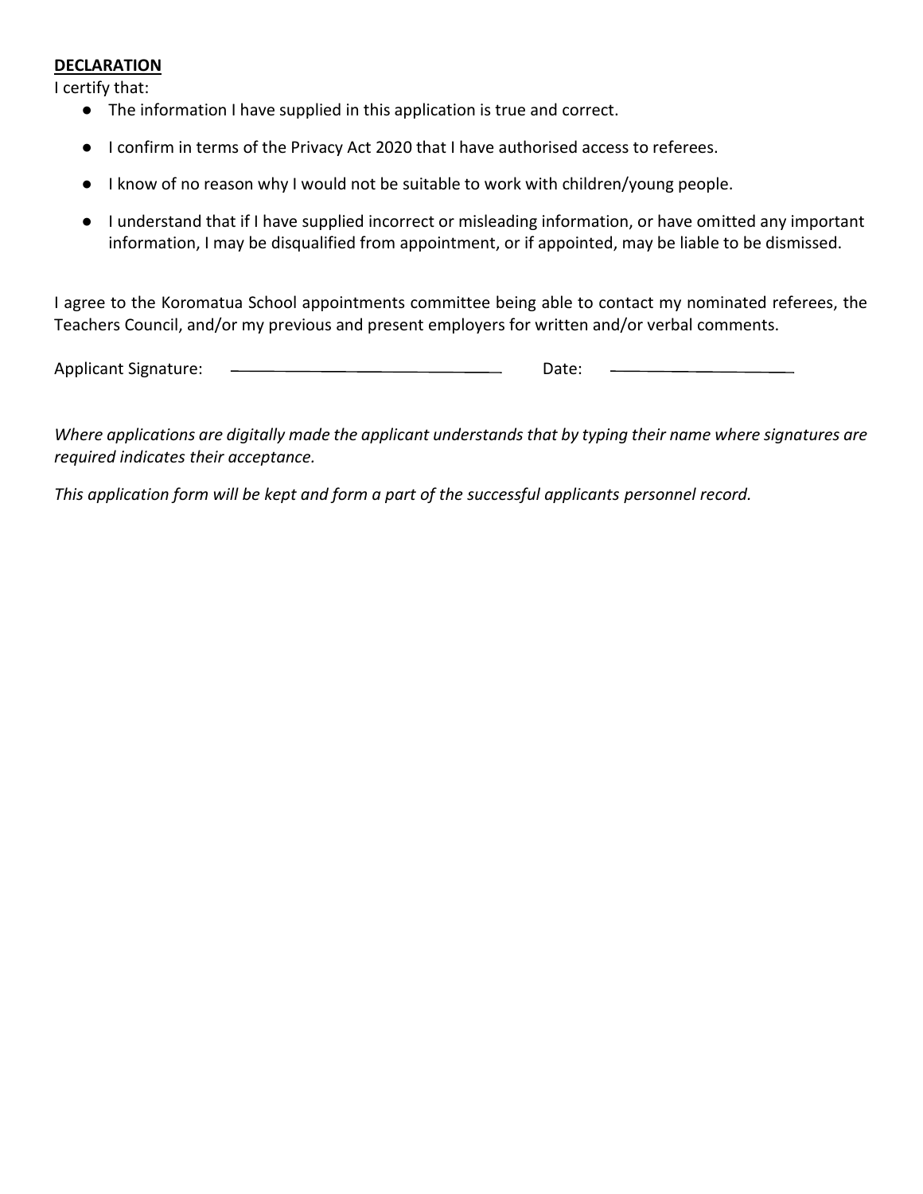**DECLARATION**

I certify that:

- The information I have supplied in this application is true and correct.
- I confirm in terms of the Privacy Act 2020 that I have authorised access to referees.
- I know of no reason why I would not be suitable to work with children/young people.
- I understand that if I have supplied incorrect or misleading information, or have omitted any important information, I may be disqualified from appointment, or if appointed, may be liable to be dismissed.

I agree to the Koromatua School appointments committee being able to contact my nominated referees, the Teachers Council, and/or my previous and present employers for written and/or verbal comments.

Applicant Signature: ______________________________ Date: ____________________

*Where applications are digitally made the applicant understands that by typing their name where signatures are required indicates their acceptance.*

*This application form will be kept and form a part of the successful applicants personnel record.*